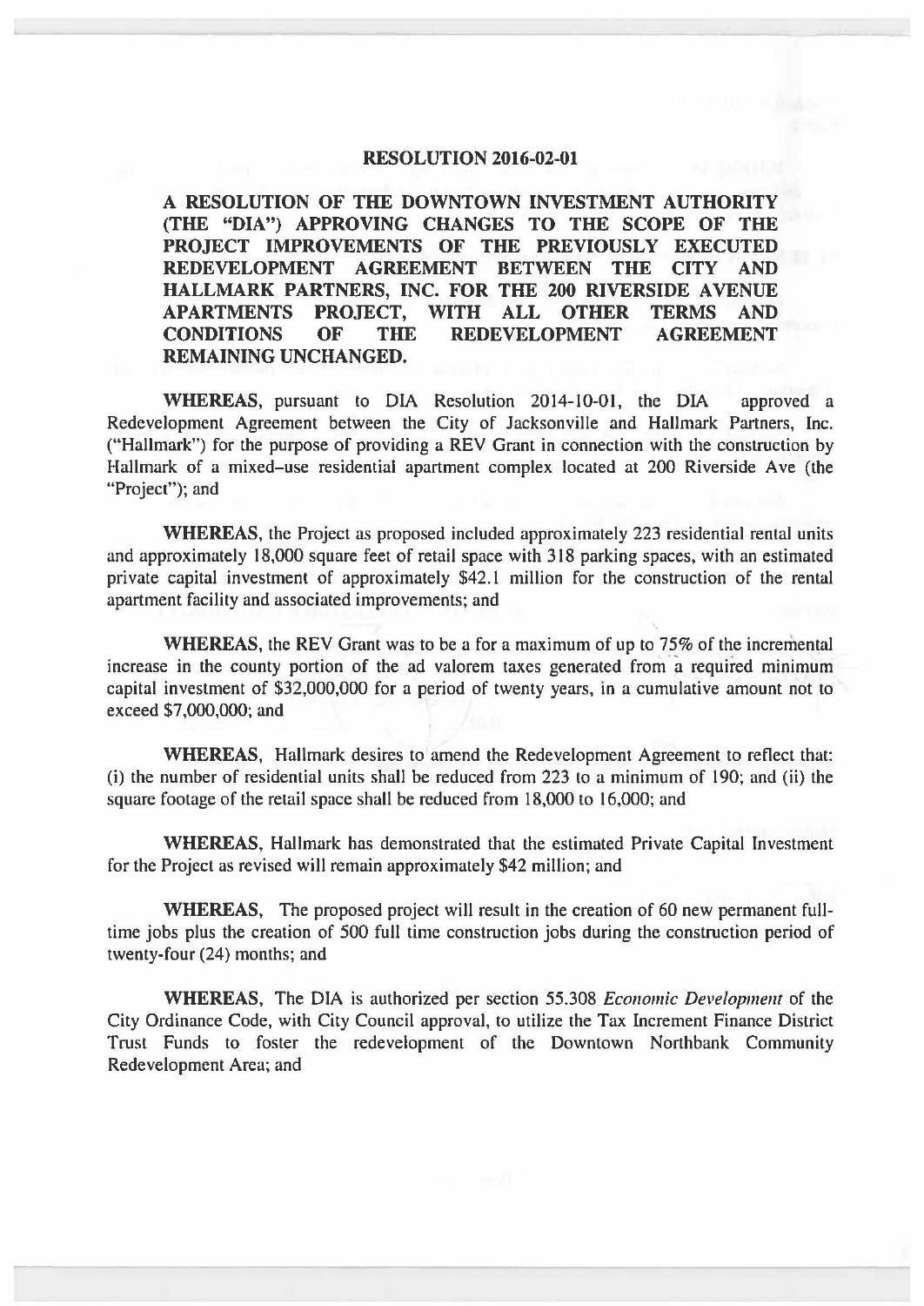# RESOLUTION 2016-02-01

**A RESOLUTION OF THE DOWNTOWN INVESTMENT AUTHORITY (THE "DIA") APPROVING CHANGES TO THE SCOPE OF THE PROJECT IMPROVEMENTS OF THE PREVIOUSLY EXECUTED REDEVELOPMENT AGREEMENT BETWEEN THE CITY AND HALLMARK PARTNERS, INC. FOR THE 200 RIVERSIDE AVENUE APARTMENTS PROJECT, WITH ALL OTHER TERMS AND CONDITIONS OF THE REDEVELOPMENT AGREEMENT REMAINING UNCHANGED.**

**WHEREAS**, pursuant to DIA Resolution 2014-10-01, the DIA approved a Redevelopment Agreement between the City of Jacksonville and Hallmark Partners, Inc. ("Hallmark") for the purpose of providing a REV Grant in connection with the construction by Hallmark of a mixed–use residential apartment complex located at 200 Riverside Ave (the "Project"); and

**WHEREAS**, the Project as proposed included approximately 223 residential rental units and approximately 18,000 square feet of retail space with 318 parking spaces, with an estimated private capital investment of approximately $42.1 million for the construction of the rental apartment facility and associated improvements; and

**WHEREAS**, the REV Grant was to be a for a maximum of up to 75% of the incremental increase in the county portion of the ad valorem taxes generated from a required minimum capital investment of $32,000,000 for a period of twenty years, in a cumulative amount not to exceed $7,000,000; and

**WHEREAS**, Hallmark desires to amend the Redevelopment Agreement to reflect that: (i) the number of residential units shall be reduced from 223 to a minimum of 190; and (ii) the square footage of the retail space shall be reduced from 18,000 to 16,000; and

**WHEREAS**, Hallmark has demonstrated that the estimated Private Capital Investment for the Project as revised will remain approximately $42 million; and

**WHEREAS**, The proposed project will result in the creation of 60 new permanent full-time jobs plus the creation of 500 full time construction jobs during the construction period of twenty-four (24) months; and

**WHEREAS**, The DIA is authorized per section 55.308 *Economic Development* of the City Ordinance Code, with City Council approval, to utilize the Tax Increment Finance District Trust Funds to foster the redevelopment of the Downtown Northbank Community Redevelopment Area; and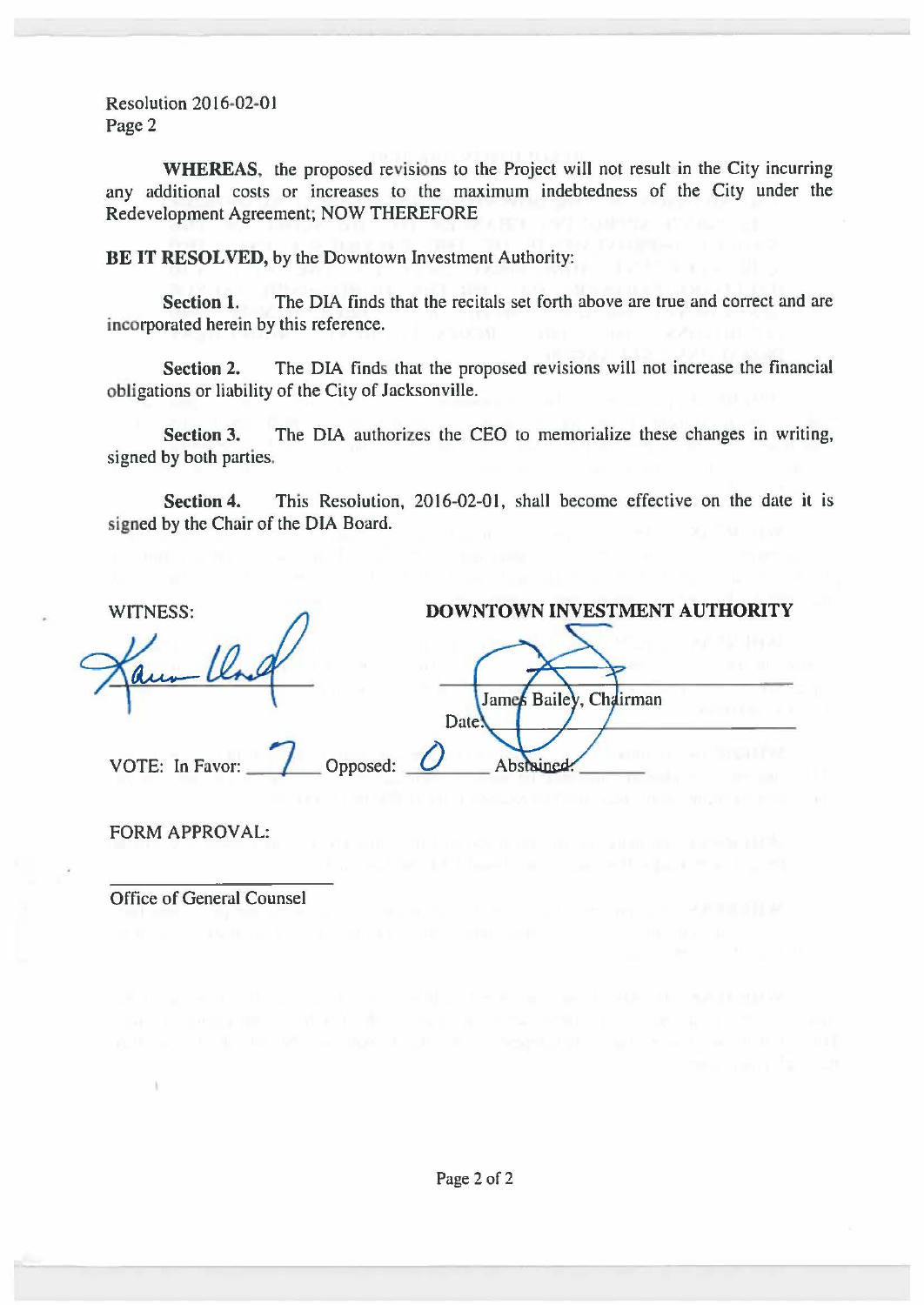Resolution 2016-02-01
Page 2

**WHEREAS**, the proposed revisions to the Project will not result in the City incurring any additional costs or increases to the maximum indebtedness of the City under the Redevelopment Agreement; NOW THEREFORE

**BE IT RESOLVED,** by the Downtown Investment Authority:

**Section 1.** The DIA finds that the recitals set forth above are true and correct and are incorporated herein by this reference.

**Section 2.** The DIA finds that the proposed revisions will not increase the financial obligations or liability of the City of Jacksonville.

**Section 3.** The DIA authorizes the CEO to memorialize these changes in writing, signed by both parties.

**Section 4.** This Resolution, 2016-02-01, shall become effective on the date it is signed by the Chair of the DIA Board.

WITNESS: _______________

**DOWNTOWN INVESTMENT AUTHORITY**

_______________
James Bailey, Chairman

Date: _______________

VOTE: In Favor: 7 Opposed: 0 Abstained: _______

FORM APPROVAL:

_______________
Office of General Counsel